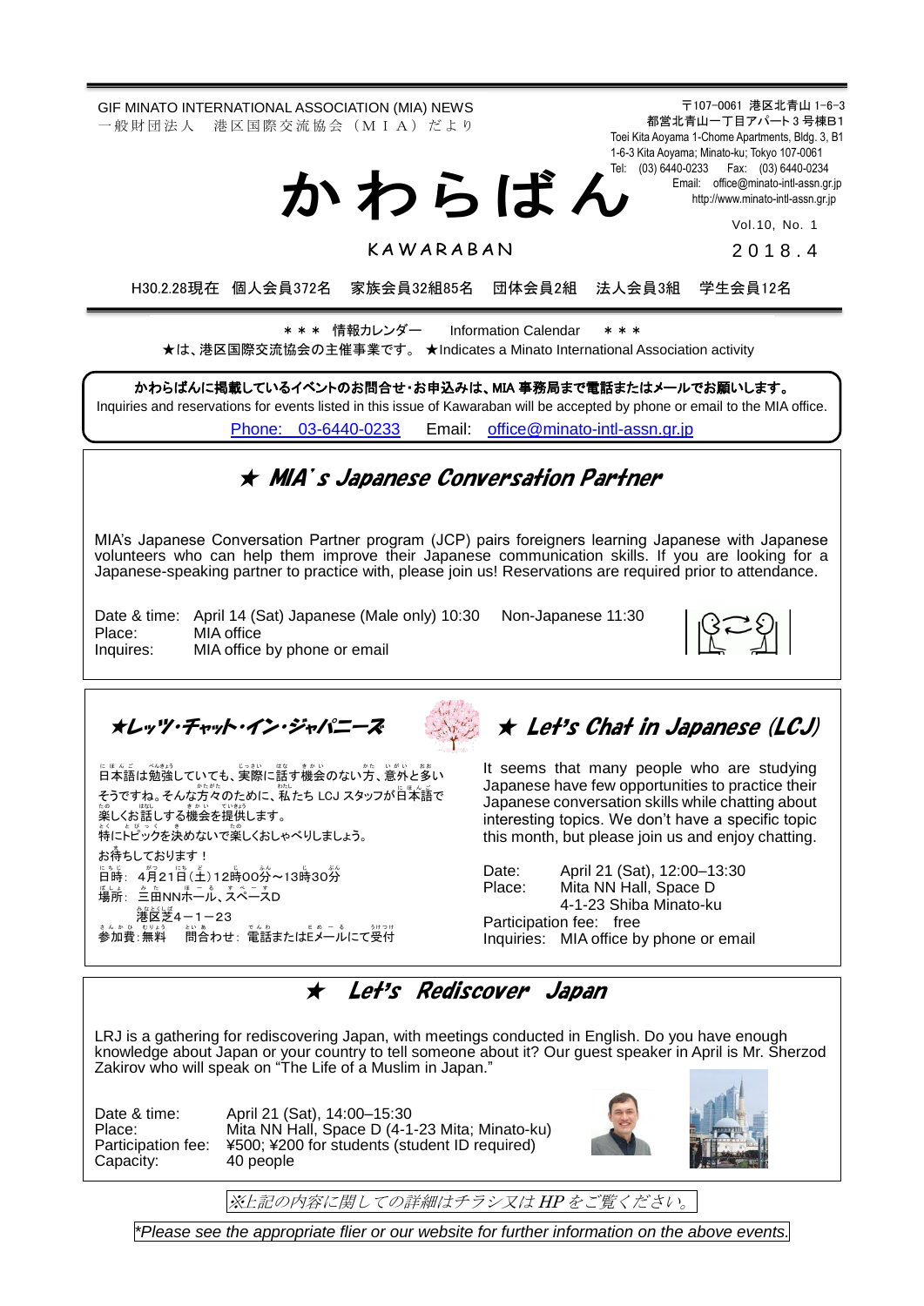GIF MINATO INTERNATIONAL ASSOCIATION (MIA) NEWS
一般財団法人　港区国際交流協会（ＭＩＡ）だより

〒107−0061 港区北青山 1−6−3
都営北青山一丁目アパート３号棟B1
Toei Kita Aoyama 1-Chome Apartments, Bldg. 3, B1
1-6-3 Kita Aoyama; Minato-ku; Tokyo 107-0061
Tel: (03) 6440-0233　Fax: (03) 6440-0234
Email: office@minato-intl-assn.gr.jp
http://www.minato-intl-assn.gr.jp

# かわらばん

KAWARABAN

Vol.10, No. 1

2018.4

H30.2.28現在　個人会員372名　家族会員32組85名　団体会員2組　法人会員3組　学生会員12名

＊＊＊　情報カレンダー　Information Calendar　＊＊＊

★は、港区国際交流協会の主催事業です。 ★Indicates a Minato International Association activity

**かわらばんに掲載しているイベントのお問合せ・お申込みは、MIA 事務局まで電話またはメールでお願いします。**
Inquiries and reservations for events listed in this issue of Kawaraban will be accepted by phone or email to the MIA office.
Phone: 03-6440-0233　Email: office@minato-intl-assn.gr.jp

## ★ MIA's Japanese Conversation Partner

MIA's Japanese Conversation Partner program (JCP) pairs foreigners learning Japanese with Japanese volunteers who can help them improve their Japanese communication skills. If you are looking for a Japanese-speaking partner to practice with, please join us! Reservations are required prior to attendance.

Date & time: April 14 (Sat) Japanese (Male only) 10:30　Non-Japanese 11:30
Place: MIA office
Inquires: MIA office by phone or email

## ★レッツ・チャット・イン・ジャパニーズ

日本語は勉強していても、実際に話す機会のない方、意外と多いそうですね。そんな方々のために、私たち LCJ スタッフが日本語で楽しくお話しする機会を提供します。
特にトピックを決めないで楽しくおしゃべりしましょう。
お待ちしております！
日時: 4月21日(土)12時00分～13時30分
場所: 三田NNホール、スペースD
港区芝4－1－23
参加費: 無料　問合わせ: 電話またはEメールにて受付

## ★ Let's Chat in Japanese (LCJ)

It seems that many people who are studying Japanese have few opportunities to practice their Japanese conversation skills while chatting about interesting topics. We don't have a specific topic this month, but please join us and enjoy chatting.

Date: April 21 (Sat), 12:00–13:30
Place: Mita NN Hall, Space D
4-1-23 Shiba Minato-ku
Participation fee: free
Inquiries: MIA office by phone or email

## ★ Let's Rediscover Japan

LRJ is a gathering for rediscovering Japan, with meetings conducted in English. Do you have enough knowledge about Japan or your country to tell someone about it? Our guest speaker in April is Mr. Sherzod Zakirov who will speak on "The Life of a Muslim in Japan."

Date & time: April 21 (Sat), 14:00–15:30
Place: Mita NN Hall, Space D (4-1-23 Mita; Minato-ku)
Participation fee: ¥500; ¥200 for students (student ID required)
Capacity: 40 people

*※上記の内容に関しての詳細はチラシ又はHPをご覧ください。*

**Please see the appropriate flier or our website for further information on the above events.*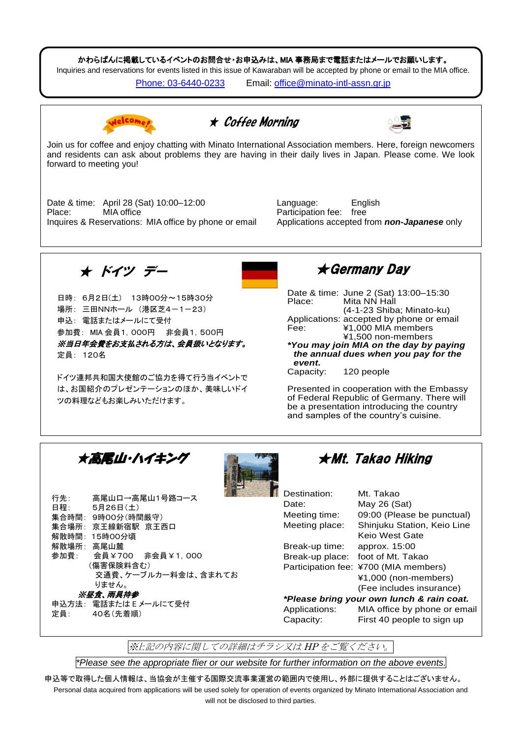**かわらばんに掲載しているイベントのお問合せ・お申込みは、MIA 事務局まで電話またはメールでお願いします。**

Inquiries and reservations for events listed in this issue of Kawaraban will be accepted by phone or email to the MIA office.

Phone: 03-6440-0233　　Email: office@minato-intl-assn.gr.jp

## ★ Coffee Morning

Join us for coffee and enjoy chatting with Minato International Association members. Here, foreign newcomers and residents can ask about problems they are having in their daily lives in Japan. Please come. We look forward to meeting you!

Date & time: April 28 (Sat) 10:00–12:00
Place: MIA office
Inquires & Reservations: MIA office by phone or email

Language: English
Participation fee: free
Applications accepted from ***non-Japanese*** only

## ★ ドイツ デー

日時：6月2日(土)　13時00分～15時30分
場所：三田NNホール （港区芝4－1－23）
申込：電話またはメールにて受付
参加費：MIA 会員1，000円　非会員1，500円
***※当日年会費をお支払される方は、会員扱いとなります。***
定員：120名

ドイツ連邦共和国大使館のご協力を得て行う当イベントでは、お国紹介のプレゼンテーションのほか、美味しいドイツの料理などもお楽しみいただけます。

## ★Germany Day

Date & time: June 2 (Sat) 13:00–15:30
Place: Mita NN Hall (4-1-23 Shiba; Minato-ku)
Applications: accepted by phone or email
Fee: ¥1,000 MIA members
¥1,500 non-members
***\*You may join MIA on the day by paying the annual dues when you pay for the event.***
Capacity: 120 people

Presented in cooperation with the Embassy of Federal Republic of Germany. There will be a presentation introducing the country and samples of the country's cuisine.

## ★高尾山・ハイキング

行先：　高尾山口→高尾山1号路コース
日程：　5月26日(土)
集合時間：9時00分(時間厳守)
集合場所：京王線新宿駅　京王西口
解散時間：15時00分頃
解散場所：高尾山麓
参加費：　会員￥700　非会員￥1，000
(傷害保険料含む)
交通費、ケーブルカー料金は、含まれておりません。
***※昼食、雨具持参***
申込方法：電話またはＥメールにて受付
定員：　40名(先着順)

## ★Mt. Takao Hiking

Destination: Mt. Takao
Date: May 26 (Sat)
Meeting time: 09:00 (Please be punctual)
Meeting place: Shinjuku Station, Keio Line Keio West Gate
Break-up time: approx. 15:00
Break-up place: foot of Mt. Takao
Participation fee: ¥700 (MIA members)
¥1,000 (non-members)
(Fee includes insurance)
***\*Please bring your own lunch & rain coat.***
Applications: MIA office by phone or email
Capacity: First 40 people to sign up

*※上記の内容に関しての詳細はチラシ又は HP をご覧ください。*

*\*Please see the appropriate flier or our website for further information on the above events.*

申込等で取得した個人情報は、当協会が主催する国際交流事業運営の範囲内で使用し、外部に提供することはございません。

Personal data acquired from applications will be used solely for operation of events organized by Minato International Association and will not be disclosed to third parties.